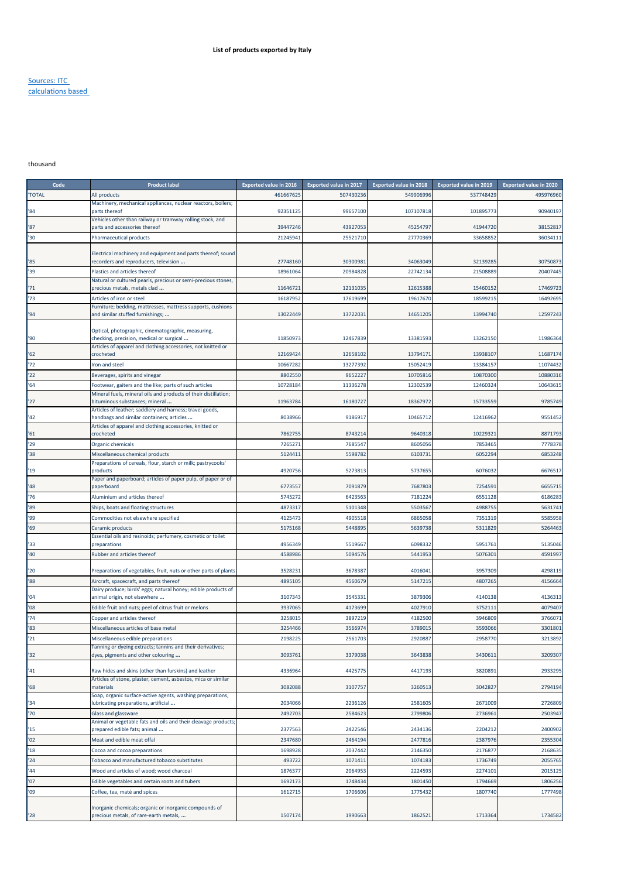# List of products exported by Italy

Sources: ITC calculations based

thousand

| Code | Product label | Exported value in 2016 | Exported value in 2017 | Exported value in 2018 | Exported value in 2019 | Exported value in 2020 |
|---|---|---|---|---|---|---|
| 'TOTAL | All products | 461667625 | 507430236 | 549906996 | 537748429 | 495976960 |
| '84 | Machinery, mechanical appliances, nuclear reactors, boilers; parts thereof | 92351125 | 99657100 | 107107818 | 101895773 | 90940197 |
| '87 | Vehicles other than railway or tramway rolling stock, and parts and accessories thereof | 39447246 | 43927053 | 45254797 | 41944720 | 38152817 |
| '30 | Pharmaceutical products | 21245941 | 25521710 | 27770369 | 33658852 | 36034111 |
| '85 | Electrical machinery and equipment and parts thereof; sound recorders and reproducers, television ... | 27748160 | 30300981 | 34063049 | 32139285 | 30750873 |
| '39 | Plastics and articles thereof | 18961064 | 20984828 | 22742134 | 21508889 | 20407445 |
| '71 | Natural or cultured pearls, precious or semi-precious stones, precious metals, metals clad ... | 11646721 | 12131035 | 12615388 | 15460152 | 17469723 |
| '73 | Articles of iron or steel | 16187952 | 17619699 | 19617670 | 18599215 | 16492695 |
| '94 | Furniture; bedding, mattresses, mattress supports, cushions and similar stuffed furnishings; ... | 13022449 | 13722031 | 14651205 | 13994740 | 12597243 |
| '90 | Optical, photographic, cinematographic, measuring, checking, precision, medical or surgical ... | 11850973 | 12467839 | 13381593 | 13262150 | 11986364 |
| '62 | Articles of apparel and clothing accessories, not knitted or crocheted | 12169424 | 12658102 | 13794171 | 13938107 | 11687174 |
| '72 | Iron and steel | 10667282 | 13277392 | 15052419 | 13384157 | 11074432 |
| '22 | Beverages, spirits and vinegar | 8802550 | 9652227 | 10705816 | 10870300 | 10880316 |
| '64 | Footwear, gaiters and the like; parts of such articles | 10728184 | 11336278 | 12302539 | 12460324 | 10643615 |
| '27 | Mineral fuels, mineral oils and products of their distillation; bituminous substances; mineral ... | 11963784 | 16180727 | 18367972 | 15733559 | 9785749 |
| '42 | Articles of leather; saddlery and harness; travel goods, handbags and similar containers; articles ... | 8038966 | 9186917 | 10465712 | 12416962 | 9551452 |
| '61 | Articles of apparel and clothing accessories, knitted or crocheted | 7862755 | 8743214 | 9640318 | 10229321 | 8871793 |
| '29 | Organic chemicals | 7265271 | 7685547 | 8605056 | 7853465 | 7778378 |
| '38 | Miscellaneous chemical products | 5124411 | 5598782 | 6103731 | 6052294 | 6853248 |
| '19 | Preparations of cereals, flour, starch or milk; pastrycooks' products | 4920756 | 5273813 | 5737655 | 6076032 | 6676517 |
| '48 | Paper and paperboard; articles of paper pulp, of paper or of paperboard | 6773557 | 7091879 | 7687803 | 7254591 | 6655715 |
| '76 | Aluminium and articles thereof | 5745272 | 6423563 | 7181224 | 6551128 | 6186283 |
| '89 | Ships, boats and floating structures | 4873317 | 5101348 | 5503567 | 4988755 | 5631741 |
| '99 | Commodities not elsewhere specified | 4125473 | 4905518 | 6865058 | 7351319 | 5585958 |
| '69 | Ceramic products | 5175168 | 5448895 | 5639738 | 5311829 | 5264463 |
| '33 | Essential oils and resinoids; perfumery, cosmetic or toilet preparations | 4956349 | 5519667 | 6098332 | 5951761 | 5135046 |
| '40 | Rubber and articles thereof | 4588986 | 5094576 | 5441953 | 5076301 | 4591997 |
| '20 | Preparations of vegetables, fruit, nuts or other parts of plants | 3528231 | 3678387 | 4016041 | 3957309 | 4298119 |
| '88 | Aircraft, spacecraft, and parts thereof | 4895105 | 4560679 | 5147215 | 4807265 | 4156664 |
| '04 | Dairy produce; birds' eggs; natural honey; edible products of animal origin, not elsewhere ... | 3107343 | 3545331 | 3879306 | 4140138 | 4136313 |
| '08 | Edible fruit and nuts; peel of citrus fruit or melons | 3937065 | 4173699 | 4027910 | 3752111 | 4079407 |
| '74 | Copper and articles thereof | 3258015 | 3897219 | 4182500 | 3946809 | 3766071 |
| '83 | Miscellaneous articles of base metal | 3254466 | 3566974 | 3789015 | 3593066 | 3301801 |
| '21 | Miscellaneous edible preparations | 2198225 | 2561703 | 2920887 | 2958770 | 3213892 |
| '32 | Tanning or dyeing extracts; tannins and their derivatives; dyes, pigments and other colouring ... | 3093761 | 3379038 | 3643838 | 3430611 | 3209307 |
| '41 | Raw hides and skins (other than furskins) and leather | 4336964 | 4425775 | 4417193 | 3820891 | 2933295 |
| '68 | Articles of stone, plaster, cement, asbestos, mica or similar materials | 3082088 | 3107757 | 3260513 | 3042827 | 2794194 |
| '34 | Soap, organic surface-active agents, washing preparations, lubricating preparations, artificial ... | 2034066 | 2236126 | 2581605 | 2671009 | 2726809 |
| '70 | Glass and glassware | 2492703 | 2584623 | 2799806 | 2736961 | 2503947 |
| '15 | Animal or vegetable fats and oils and their cleavage products; prepared edible fats; animal ... | 2377563 | 2422546 | 2434136 | 2204212 | 2400902 |
| '02 | Meat and edible meat offal | 2347680 | 2464194 | 2477816 | 2387976 | 2355304 |
| '18 | Cocoa and cocoa preparations | 1698928 | 2037442 | 2146350 | 2176877 | 2168635 |
| '24 | Tobacco and manufactured tobacco substitutes | 493722 | 1071411 | 1074183 | 1736749 | 2055765 |
| '44 | Wood and articles of wood; wood charcoal | 1876377 | 2064953 | 2224593 | 2274101 | 2015125 |
| '07 | Edible vegetables and certain roots and tubers | 1692173 | 1748434 | 1801450 | 1794669 | 1806256 |
| '09 | Coffee, tea, maté and spices | 1612715 | 1706606 | 1775432 | 1807740 | 1777498 |
| '28 | Inorganic chemicals; organic or inorganic compounds of precious metals, of rare-earth metals, ... | 1507174 | 1990663 | 1862521 | 1713364 | 1734582 |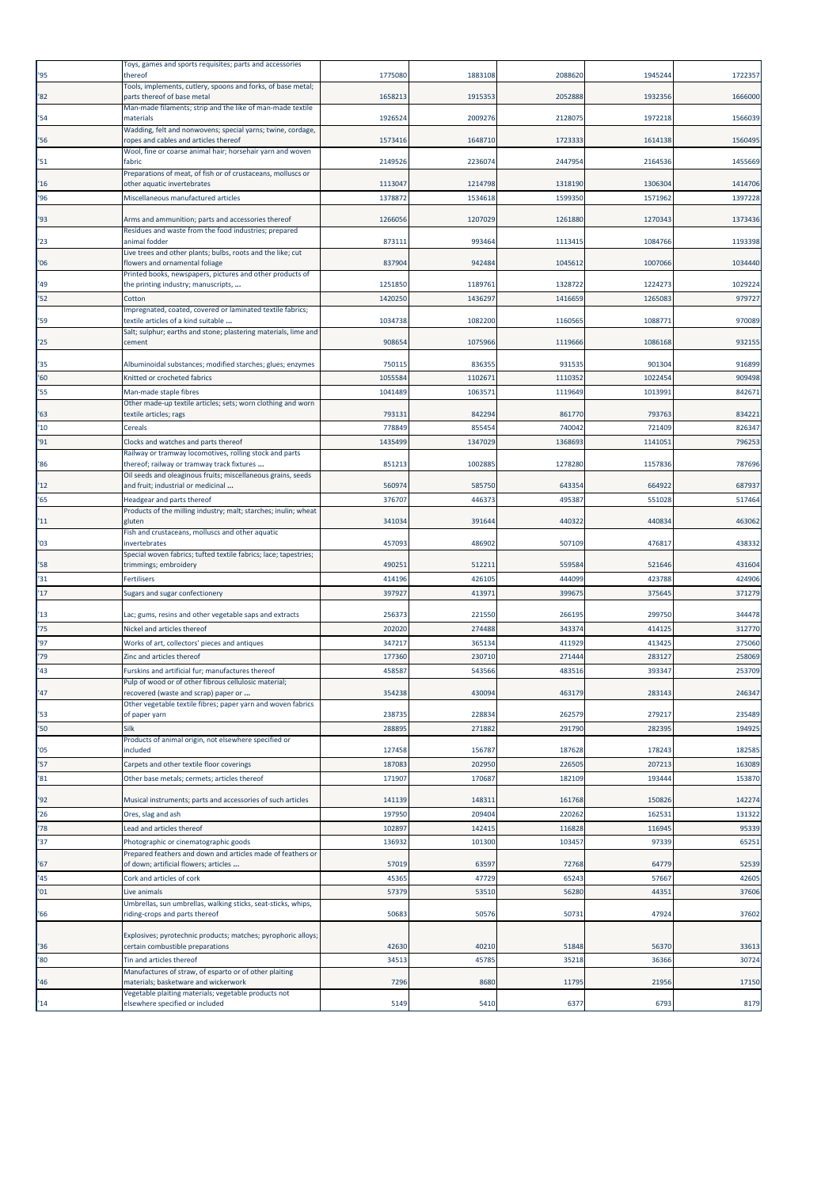| | | | | | | |
|---|---|---|---|---|---|---|
| '95 | Toys, games and sports requisites; parts and accessories thereof | 1775080 | 1883108 | 2088620 | 1945244 | 1722357 |
| '82 | Tools, implements, cutlery, spoons and forks, of base metal; parts thereof of base metal | 1658213 | 1915353 | 2052888 | 1932356 | 1666000 |
| '54 | Man-made filaments; strip and the like of man-made textile materials | 1926524 | 2009276 | 2128075 | 1972218 | 1566039 |
| '56 | Wadding, felt and nonwovens; special yarns; twine, cordage, ropes and cables and articles thereof | 1573416 | 1648710 | 1723333 | 1614138 | 1560495 |
| '51 | Wool, fine or coarse animal hair; horsehair yarn and woven fabric | 2149526 | 2236074 | 2447954 | 2164536 | 1455669 |
| '16 | Preparations of meat, of fish or of crustaceans, molluscs or other aquatic invertebrates | 1113047 | 1214798 | 1318190 | 1306304 | 1414706 |
| '96 | Miscellaneous manufactured articles | 1378872 | 1534618 | 1599350 | 1571962 | 1397228 |
| '93 | Arms and ammunition; parts and accessories thereof | 1266056 | 1207029 | 1261880 | 1270343 | 1373436 |
| '23 | Residues and waste from the food industries; prepared animal fodder | 873111 | 993464 | 1113415 | 1084766 | 1193398 |
| '06 | Live trees and other plants; bulbs, roots and the like; cut flowers and ornamental foliage | 837904 | 942484 | 1045612 | 1007066 | 1034440 |
| '49 | Printed books, newspapers, pictures and other products of the printing industry; manuscripts, ... | 1251850 | 1189761 | 1328722 | 1224273 | 1029224 |
| '52 | Cotton | 1420250 | 1436297 | 1416659 | 1265083 | 979727 |
| '59 | Impregnated, coated, covered or laminated textile fabrics; textile articles of a kind suitable ... | 1034738 | 1082200 | 1160565 | 1088771 | 970089 |
| '25 | Salt; sulphur; earths and stone; plastering materials, lime and cement | 908654 | 1075966 | 1119666 | 1086168 | 932155 |
| '35 | Albuminoidal substances; modified starches; glues; enzymes | 750115 | 836355 | 931535 | 901304 | 916899 |
| '60 | Knitted or crocheted fabrics | 1055584 | 1102671 | 1110352 | 1022454 | 909498 |
| '55 | Man-made staple fibres | 1041489 | 1063571 | 1119649 | 1013991 | 842671 |
| '63 | Other made-up textile articles; sets; worn clothing and worn textile articles; rags | 793131 | 842294 | 861770 | 793763 | 834221 |
| '10 | Cereals | 778849 | 855454 | 740042 | 721409 | 826347 |
| '91 | Clocks and watches and parts thereof | 1435499 | 1347029 | 1368693 | 1141051 | 796253 |
| '86 | Railway or tramway locomotives, rolling stock and parts thereof; railway or tramway track fixtures ... | 851213 | 1002885 | 1278280 | 1157836 | 787696 |
| '12 | Oil seeds and oleaginous fruits; miscellaneous grains, seeds and fruit; industrial or medicinal ... | 560974 | 585750 | 643354 | 664922 | 687937 |
| '65 | Headgear and parts thereof | 376707 | 446373 | 495387 | 551028 | 517464 |
| '11 | Products of the milling industry; malt; starches; inulin; wheat gluten | 341034 | 391644 | 440322 | 440834 | 463062 |
| '03 | Fish and crustaceans, molluscs and other aquatic invertebrates | 457093 | 486902 | 507109 | 476817 | 438332 |
| '58 | Special woven fabrics; tufted textile fabrics; lace; tapestries; trimmings; embroidery | 490251 | 512211 | 559584 | 521646 | 431604 |
| '31 | Fertilisers | 414196 | 426105 | 444099 | 423788 | 424906 |
| '17 | Sugars and sugar confectionery | 397927 | 413971 | 399675 | 375645 | 371279 |
| '13 | Lac; gums, resins and other vegetable saps and extracts | 256373 | 221550 | 266195 | 299750 | 344478 |
| '75 | Nickel and articles thereof | 202020 | 274488 | 343374 | 414125 | 312770 |
| '97 | Works of art, collectors' pieces and antiques | 347217 | 365134 | 411929 | 413425 | 275060 |
| '79 | Zinc and articles thereof | 177360 | 230710 | 271444 | 283127 | 258069 |
| '43 | Furskins and artificial fur; manufactures thereof | 458587 | 543566 | 483516 | 393347 | 253709 |
| '47 | Pulp of wood or of other fibrous cellulosic material; recovered (waste and scrap) paper or ... | 354238 | 430094 | 463179 | 283143 | 246347 |
| '53 | Other vegetable textile fibres; paper yarn and woven fabrics of paper yarn | 238735 | 228834 | 262579 | 279217 | 235489 |
| '50 | Silk | 288895 | 271882 | 291790 | 282395 | 194925 |
| '05 | Products of animal origin, not elsewhere specified or included | 127458 | 156787 | 187628 | 178243 | 182585 |
| '57 | Carpets and other textile floor coverings | 187083 | 202950 | 226505 | 207213 | 163089 |
| '81 | Other base metals; cermets; articles thereof | 171907 | 170687 | 182109 | 193444 | 153870 |
| '92 | Musical instruments; parts and accessories of such articles | 141139 | 148311 | 161768 | 150826 | 142274 |
| '26 | Ores, slag and ash | 197950 | 209404 | 220262 | 162531 | 131322 |
| '78 | Lead and articles thereof | 102897 | 142415 | 116828 | 116945 | 95339 |
| '37 | Photographic or cinematographic goods | 136932 | 101300 | 103457 | 97339 | 65251 |
| '67 | Prepared feathers and down and articles made of feathers or of down; artificial flowers; articles ... | 57019 | 63597 | 72768 | 64779 | 52539 |
| '45 | Cork and articles of cork | 45365 | 47729 | 65243 | 57667 | 42605 |
| '01 | Live animals | 57379 | 53510 | 56280 | 44351 | 37606 |
| '66 | Umbrellas, sun umbrellas, walking sticks, seat-sticks, whips, riding-crops and parts thereof | 50683 | 50576 | 50731 | 47924 | 37602 |
| '36 | Explosives; pyrotechnic products; matches; pyrophoric alloys; certain combustible preparations | 42630 | 40210 | 51848 | 56370 | 33613 |
| '80 | Tin and articles thereof | 34513 | 45785 | 35218 | 36366 | 30724 |
| '46 | Manufactures of straw, of esparto or of other plaiting materials; basketware and wickerwork | 7296 | 8680 | 11795 | 21956 | 17150 |
| '14 | Vegetable plaiting materials; vegetable products not elsewhere specified or included | 5149 | 5410 | 6377 | 6793 | 8179 |